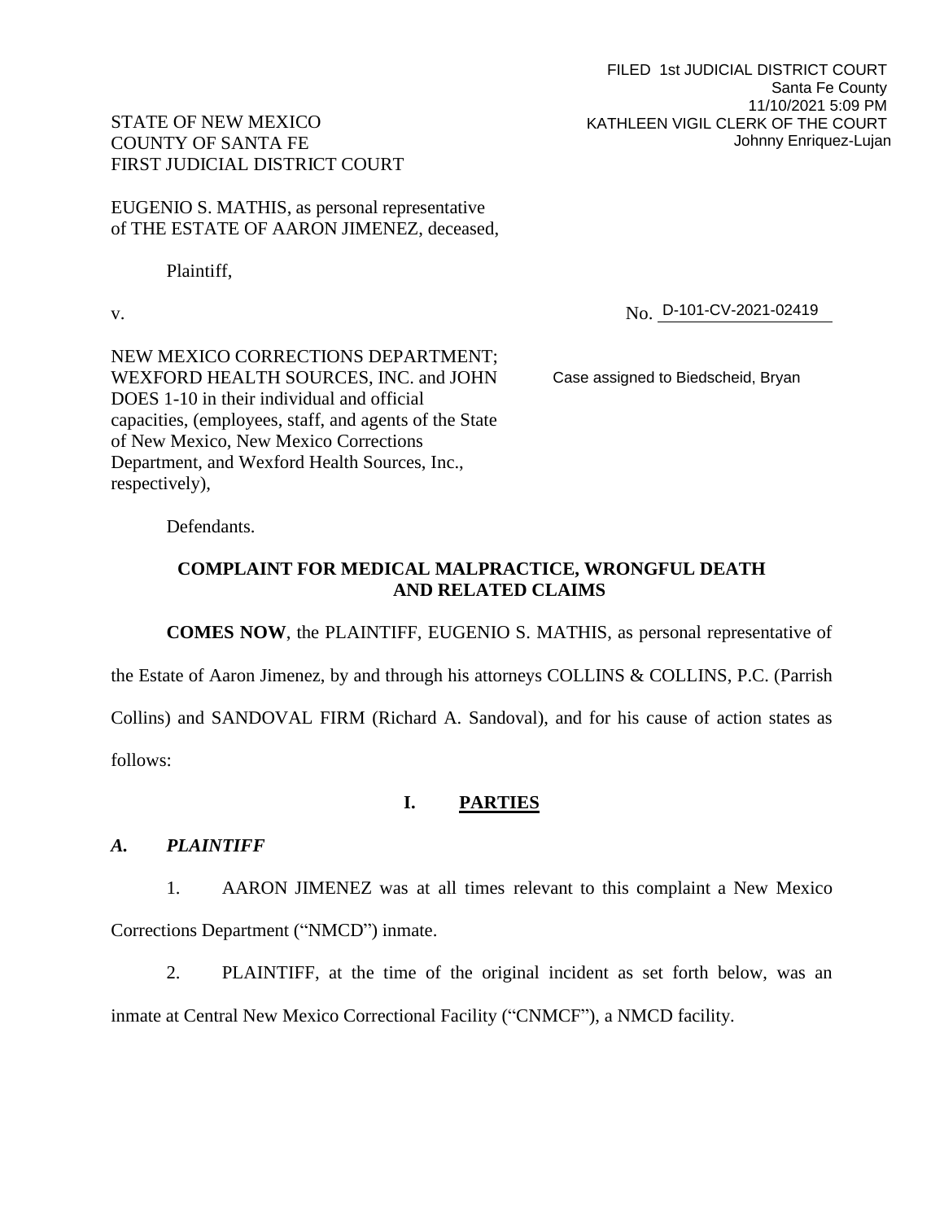FILED 1st JUDICIAL DISTRICT COURT
Santa Fe County
11/10/2021 5:09 PM
KATHLEEN VIGIL CLERK OF THE COURT
Johnny Enriquez-Lujan

STATE OF NEW MEXICO
COUNTY OF SANTA FE
FIRST JUDICIAL DISTRICT COURT

EUGENIO S. MATHIS, as personal representative of THE ESTATE OF AARON JIMENEZ, deceased,

Plaintiff,

v.

No. D-101-CV-2021-02419

NEW MEXICO CORRECTIONS DEPARTMENT; WEXFORD HEALTH SOURCES, INC. and JOHN DOES 1-10 in their individual and official capacities, (employees, staff, and agents of the State of New Mexico, New Mexico Corrections Department, and Wexford Health Sources, Inc., respectively),

Case assigned to Biedscheid, Bryan

Defendants.

**COMPLAINT FOR MEDICAL MALPRACTICE, WRONGFUL DEATH AND RELATED CLAIMS**

**COMES NOW**, the PLAINTIFF, EUGENIO S. MATHIS, as personal representative of the Estate of Aaron Jimenez, by and through his attorneys COLLINS & COLLINS, P.C. (Parrish Collins) and SANDOVAL FIRM (Richard A. Sandoval), and for his cause of action states as follows:

## I. PARTIES

### *A. PLAINTIFF*

1. AARON JIMENEZ was at all times relevant to this complaint a New Mexico Corrections Department ("NMCD") inmate.

2. PLAINTIFF, at the time of the original incident as set forth below, was an inmate at Central New Mexico Correctional Facility ("CNMCF"), a NMCD facility.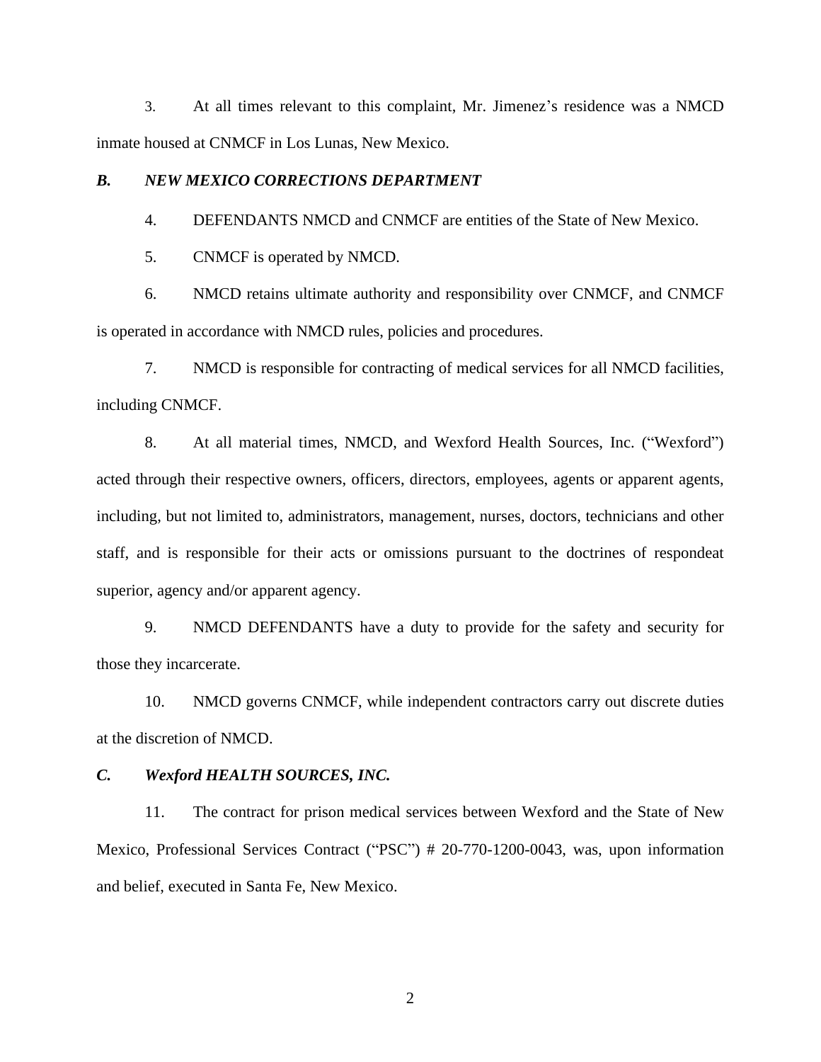3. At all times relevant to this complaint, Mr. Jimenez's residence was a NMCD inmate housed at CNMCF in Los Lunas, New Mexico.

### *B. NEW MEXICO CORRECTIONS DEPARTMENT*

4. DEFENDANTS NMCD and CNMCF are entities of the State of New Mexico.

5. CNMCF is operated by NMCD.

6. NMCD retains ultimate authority and responsibility over CNMCF, and CNMCF is operated in accordance with NMCD rules, policies and procedures.

7. NMCD is responsible for contracting of medical services for all NMCD facilities, including CNMCF.

8. At all material times, NMCD, and Wexford Health Sources, Inc. ("Wexford") acted through their respective owners, officers, directors, employees, agents or apparent agents, including, but not limited to, administrators, management, nurses, doctors, technicians and other staff, and is responsible for their acts or omissions pursuant to the doctrines of respondeat superior, agency and/or apparent agency.

9. NMCD DEFENDANTS have a duty to provide for the safety and security for those they incarcerate.

10. NMCD governs CNMCF, while independent contractors carry out discrete duties at the discretion of NMCD.

### *C. Wexford HEALTH SOURCES, INC.*

11. The contract for prison medical services between Wexford and the State of New Mexico, Professional Services Contract ("PSC") # 20-770-1200-0043, was, upon information and belief, executed in Santa Fe, New Mexico.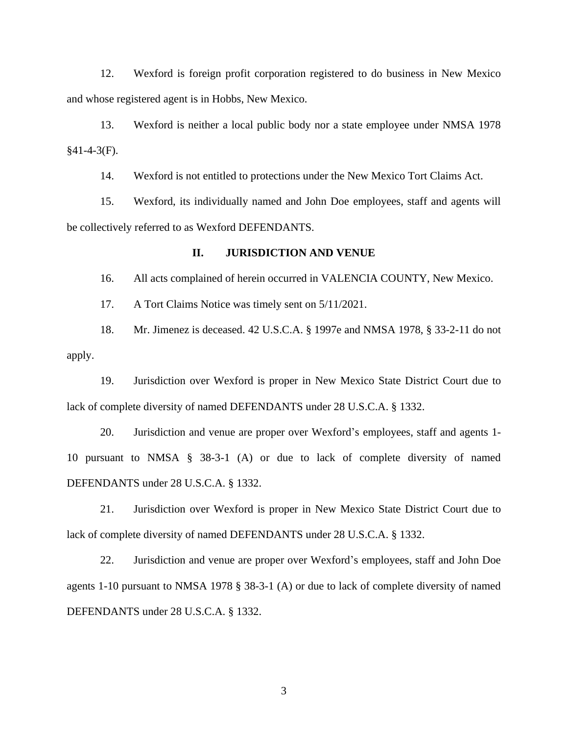12. Wexford is foreign profit corporation registered to do business in New Mexico and whose registered agent is in Hobbs, New Mexico.

13. Wexford is neither a local public body nor a state employee under NMSA 1978 §41-4-3(F).

14. Wexford is not entitled to protections under the New Mexico Tort Claims Act.

15. Wexford, its individually named and John Doe employees, staff and agents will be collectively referred to as Wexford DEFENDANTS.

## II. JURISDICTION AND VENUE

16. All acts complained of herein occurred in VALENCIA COUNTY, New Mexico.

17. A Tort Claims Notice was timely sent on 5/11/2021.

18. Mr. Jimenez is deceased. 42 U.S.C.A. § 1997e and NMSA 1978, § 33-2-11 do not apply.

19. Jurisdiction over Wexford is proper in New Mexico State District Court due to lack of complete diversity of named DEFENDANTS under 28 U.S.C.A. § 1332.

20. Jurisdiction and venue are proper over Wexford's employees, staff and agents 1-10 pursuant to NMSA § 38-3-1 (A) or due to lack of complete diversity of named DEFENDANTS under 28 U.S.C.A. § 1332.

21. Jurisdiction over Wexford is proper in New Mexico State District Court due to lack of complete diversity of named DEFENDANTS under 28 U.S.C.A. § 1332.

22. Jurisdiction and venue are proper over Wexford's employees, staff and John Doe agents 1-10 pursuant to NMSA 1978 § 38-3-1 (A) or due to lack of complete diversity of named DEFENDANTS under 28 U.S.C.A. § 1332.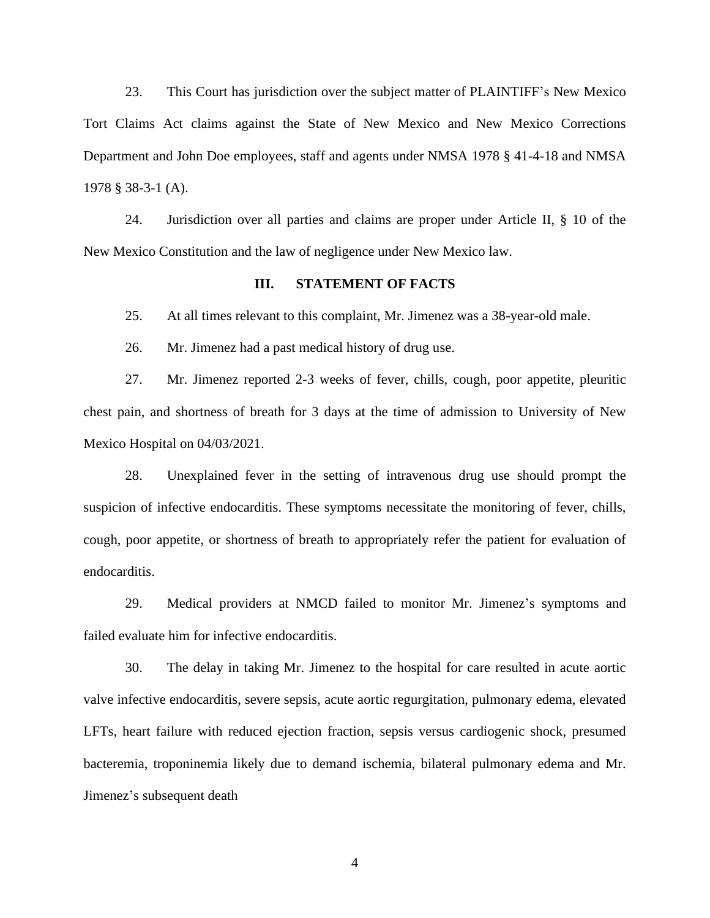23. This Court has jurisdiction over the subject matter of PLAINTIFF's New Mexico Tort Claims Act claims against the State of New Mexico and New Mexico Corrections Department and John Doe employees, staff and agents under NMSA 1978 § 41-4-18 and NMSA 1978 § 38-3-1 (A).

24. Jurisdiction over all parties and claims are proper under Article II, § 10 of the New Mexico Constitution and the law of negligence under New Mexico law.

## III. STATEMENT OF FACTS

25. At all times relevant to this complaint, Mr. Jimenez was a 38-year-old male.

26. Mr. Jimenez had a past medical history of drug use.

27. Mr. Jimenez reported 2-3 weeks of fever, chills, cough, poor appetite, pleuritic chest pain, and shortness of breath for 3 days at the time of admission to University of New Mexico Hospital on 04/03/2021.

28. Unexplained fever in the setting of intravenous drug use should prompt the suspicion of infective endocarditis. These symptoms necessitate the monitoring of fever, chills, cough, poor appetite, or shortness of breath to appropriately refer the patient for evaluation of endocarditis.

29. Medical providers at NMCD failed to monitor Mr. Jimenez's symptoms and failed evaluate him for infective endocarditis.

30. The delay in taking Mr. Jimenez to the hospital for care resulted in acute aortic valve infective endocarditis, severe sepsis, acute aortic regurgitation, pulmonary edema, elevated LFTs, heart failure with reduced ejection fraction, sepsis versus cardiogenic shock, presumed bacteremia, troponinemia likely due to demand ischemia, bilateral pulmonary edema and Mr. Jimenez's subsequent death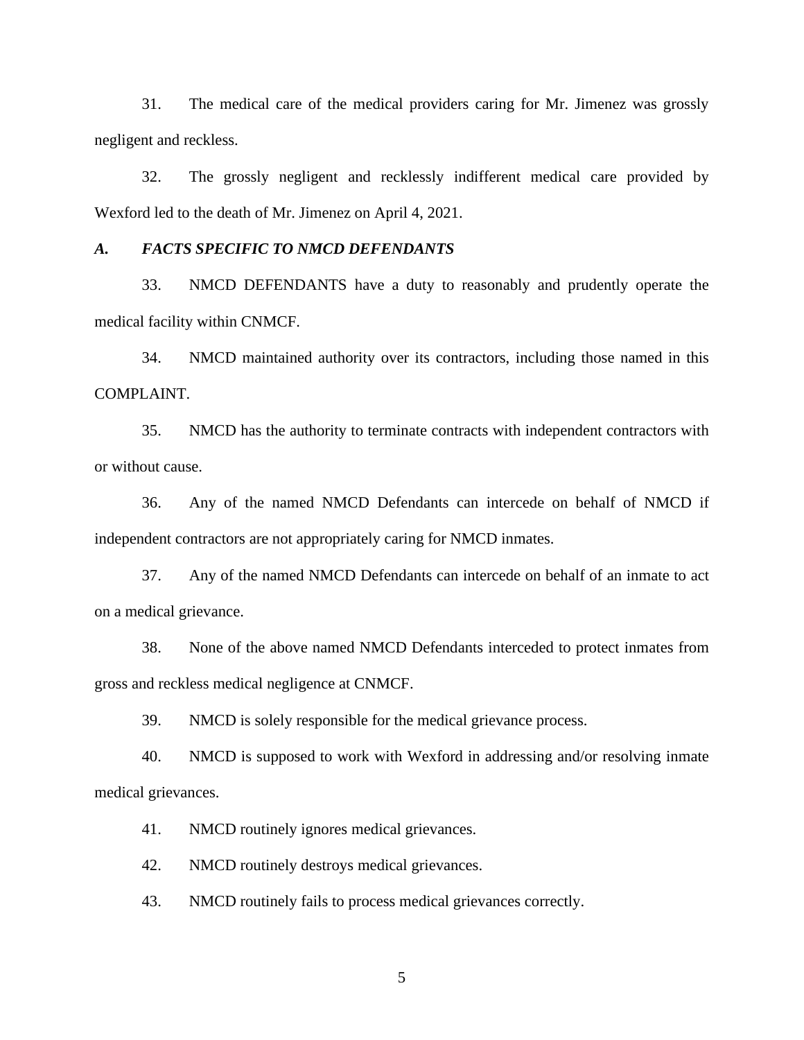31. The medical care of the medical providers caring for Mr. Jimenez was grossly negligent and reckless.

32. The grossly negligent and recklessly indifferent medical care provided by Wexford led to the death of Mr. Jimenez on April 4, 2021.

### *A. FACTS SPECIFIC TO NMCD DEFENDANTS*

33. NMCD DEFENDANTS have a duty to reasonably and prudently operate the medical facility within CNMCF.

34. NMCD maintained authority over its contractors, including those named in this COMPLAINT.

35. NMCD has the authority to terminate contracts with independent contractors with or without cause.

36. Any of the named NMCD Defendants can intercede on behalf of NMCD if independent contractors are not appropriately caring for NMCD inmates.

37. Any of the named NMCD Defendants can intercede on behalf of an inmate to act on a medical grievance.

38. None of the above named NMCD Defendants interceded to protect inmates from gross and reckless medical negligence at CNMCF.

39. NMCD is solely responsible for the medical grievance process.

40. NMCD is supposed to work with Wexford in addressing and/or resolving inmate medical grievances.

41. NMCD routinely ignores medical grievances.

42. NMCD routinely destroys medical grievances.

43. NMCD routinely fails to process medical grievances correctly.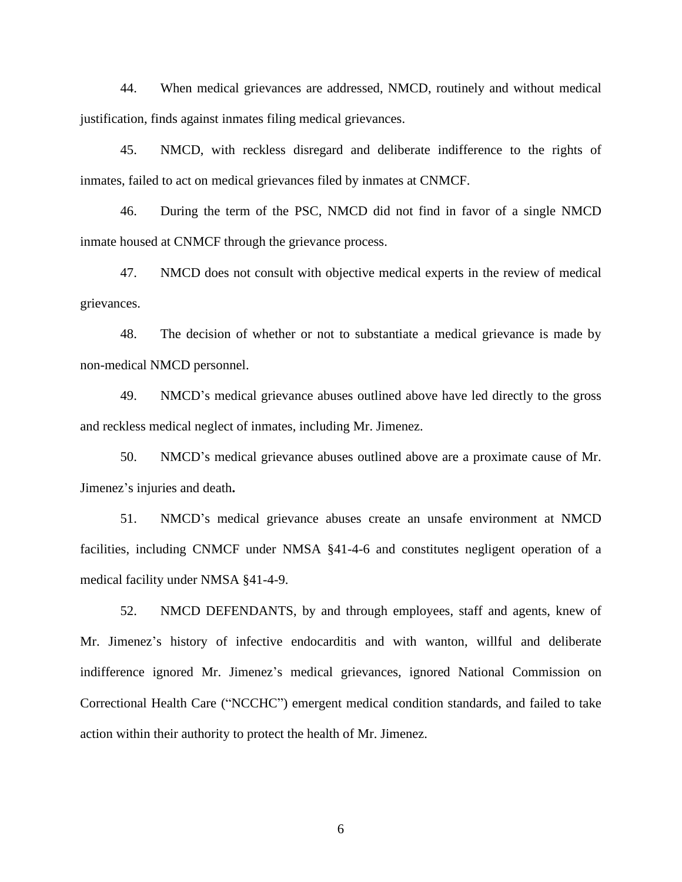44. When medical grievances are addressed, NMCD, routinely and without medical justification, finds against inmates filing medical grievances.

45. NMCD, with reckless disregard and deliberate indifference to the rights of inmates, failed to act on medical grievances filed by inmates at CNMCF.

46. During the term of the PSC, NMCD did not find in favor of a single NMCD inmate housed at CNMCF through the grievance process.

47. NMCD does not consult with objective medical experts in the review of medical grievances.

48. The decision of whether or not to substantiate a medical grievance is made by non-medical NMCD personnel.

49. NMCD's medical grievance abuses outlined above have led directly to the gross and reckless medical neglect of inmates, including Mr. Jimenez.

50. NMCD's medical grievance abuses outlined above are a proximate cause of Mr. Jimenez's injuries and death**.**

51. NMCD's medical grievance abuses create an unsafe environment at NMCD facilities, including CNMCF under NMSA §41-4-6 and constitutes negligent operation of a medical facility under NMSA §41-4-9.

52. NMCD DEFENDANTS, by and through employees, staff and agents, knew of Mr. Jimenez's history of infective endocarditis and with wanton, willful and deliberate indifference ignored Mr. Jimenez's medical grievances, ignored National Commission on Correctional Health Care ("NCCHC") emergent medical condition standards, and failed to take action within their authority to protect the health of Mr. Jimenez.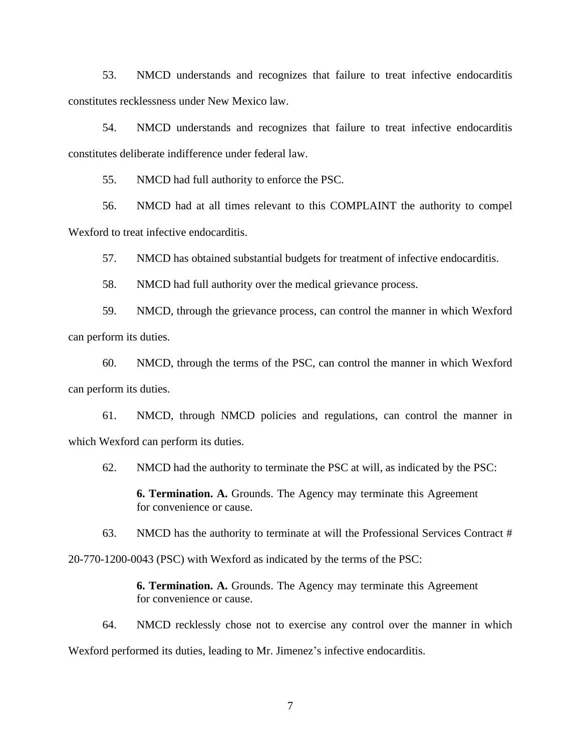53. NMCD understands and recognizes that failure to treat infective endocarditis constitutes recklessness under New Mexico law.

54. NMCD understands and recognizes that failure to treat infective endocarditis constitutes deliberate indifference under federal law.

55. NMCD had full authority to enforce the PSC.

56. NMCD had at all times relevant to this COMPLAINT the authority to compel Wexford to treat infective endocarditis.

57. NMCD has obtained substantial budgets for treatment of infective endocarditis.

58. NMCD had full authority over the medical grievance process.

59. NMCD, through the grievance process, can control the manner in which Wexford can perform its duties.

60. NMCD, through the terms of the PSC, can control the manner in which Wexford can perform its duties.

61. NMCD, through NMCD policies and regulations, can control the manner in which Wexford can perform its duties.

62. NMCD had the authority to terminate the PSC at will, as indicated by the PSC:

> **6. Termination. A.** Grounds. The Agency may terminate this Agreement for convenience or cause.

63. NMCD has the authority to terminate at will the Professional Services Contract # 20-770-1200-0043 (PSC) with Wexford as indicated by the terms of the PSC:

> **6. Termination. A.** Grounds. The Agency may terminate this Agreement for convenience or cause.

64. NMCD recklessly chose not to exercise any control over the manner in which Wexford performed its duties, leading to Mr. Jimenez's infective endocarditis.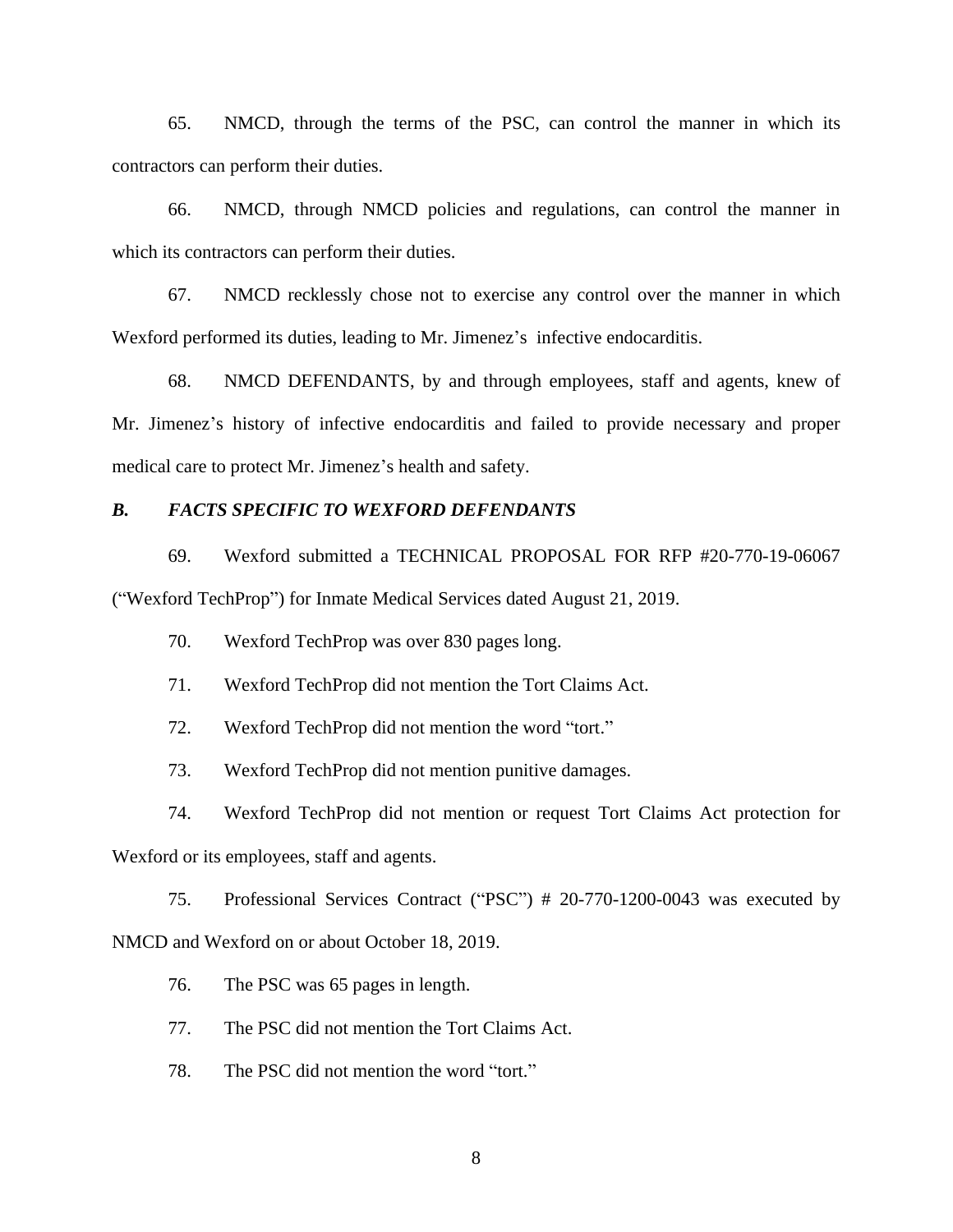65. NMCD, through the terms of the PSC, can control the manner in which its contractors can perform their duties.

66. NMCD, through NMCD policies and regulations, can control the manner in which its contractors can perform their duties.

67. NMCD recklessly chose not to exercise any control over the manner in which Wexford performed its duties, leading to Mr. Jimenez's infective endocarditis.

68. NMCD DEFENDANTS, by and through employees, staff and agents, knew of Mr. Jimenez's history of infective endocarditis and failed to provide necessary and proper medical care to protect Mr. Jimenez's health and safety.

### *B. FACTS SPECIFIC TO WEXFORD DEFENDANTS*

69. Wexford submitted a TECHNICAL PROPOSAL FOR RFP #20-770-19-06067 ("Wexford TechProp") for Inmate Medical Services dated August 21, 2019.

70. Wexford TechProp was over 830 pages long.

71. Wexford TechProp did not mention the Tort Claims Act.

72. Wexford TechProp did not mention the word "tort."

73. Wexford TechProp did not mention punitive damages.

74. Wexford TechProp did not mention or request Tort Claims Act protection for Wexford or its employees, staff and agents.

75. Professional Services Contract ("PSC") # 20-770-1200-0043 was executed by NMCD and Wexford on or about October 18, 2019.

76. The PSC was 65 pages in length.

77. The PSC did not mention the Tort Claims Act.

78. The PSC did not mention the word "tort."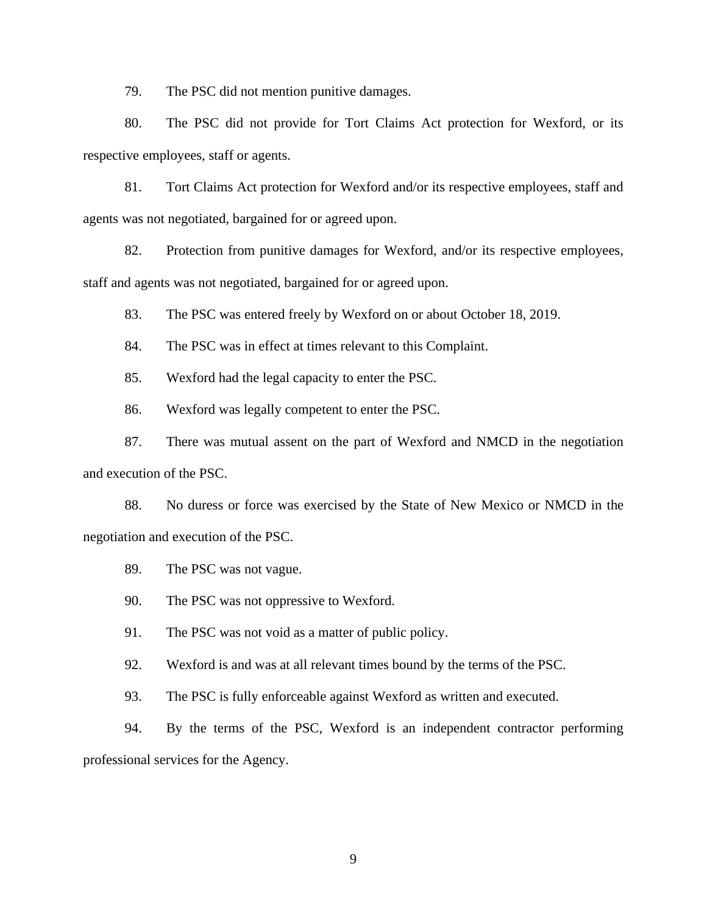79. The PSC did not mention punitive damages.

80. The PSC did not provide for Tort Claims Act protection for Wexford, or its respective employees, staff or agents.

81. Tort Claims Act protection for Wexford and/or its respective employees, staff and agents was not negotiated, bargained for or agreed upon.

82. Protection from punitive damages for Wexford, and/or its respective employees, staff and agents was not negotiated, bargained for or agreed upon.

83. The PSC was entered freely by Wexford on or about October 18, 2019.

84. The PSC was in effect at times relevant to this Complaint.

85. Wexford had the legal capacity to enter the PSC.

86. Wexford was legally competent to enter the PSC.

87. There was mutual assent on the part of Wexford and NMCD in the negotiation and execution of the PSC.

88. No duress or force was exercised by the State of New Mexico or NMCD in the negotiation and execution of the PSC.

89. The PSC was not vague.

90. The PSC was not oppressive to Wexford.

91. The PSC was not void as a matter of public policy.

92. Wexford is and was at all relevant times bound by the terms of the PSC.

93. The PSC is fully enforceable against Wexford as written and executed.

94. By the terms of the PSC, Wexford is an independent contractor performing professional services for the Agency.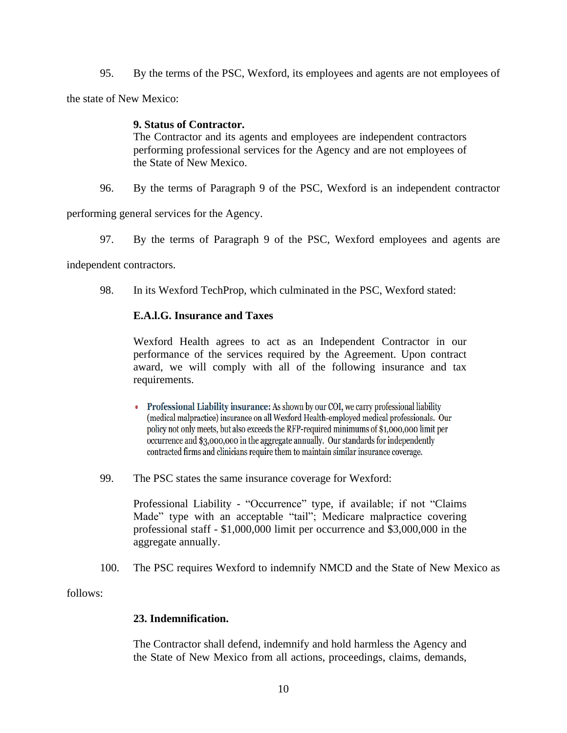95. By the terms of the PSC, Wexford, its employees and agents are not employees of the state of New Mexico:

> **9. Status of Contractor.**
> The Contractor and its agents and employees are independent contractors performing professional services for the Agency and are not employees of the State of New Mexico.

96. By the terms of Paragraph 9 of the PSC, Wexford is an independent contractor performing general services for the Agency.

97. By the terms of Paragraph 9 of the PSC, Wexford employees and agents are independent contractors.

98. In its Wexford TechProp, which culminated in the PSC, Wexford stated:

> **E.A.l.G. Insurance and Taxes**
>
> Wexford Health agrees to act as an Independent Contractor in our performance of the services required by the Agreement. Upon contract award, we will comply with all of the following insurance and tax requirements.
>
> - **Professional Liability insurance:** As shown by our COI, we carry professional liability (medical malpractice) insurance on all Wexford Health-employed medical professionals. Our policy not only meets, but also exceeds the RFP-required minimums of $1,000,000 limit per occurrence and $3,000,000 in the aggregate annually. Our standards for independently contracted firms and clinicians require them to maintain similar insurance coverage.

99. The PSC states the same insurance coverage for Wexford:

> Professional Liability - "Occurrence" type, if available; if not "Claims Made" type with an acceptable "tail"; Medicare malpractice covering professional staff - $1,000,000 limit per occurrence and $3,000,000 in the aggregate annually.

100. The PSC requires Wexford to indemnify NMCD and the State of New Mexico as follows:

> **23. Indemnification.**
>
> The Contractor shall defend, indemnify and hold harmless the Agency and the State of New Mexico from all actions, proceedings, claims, demands,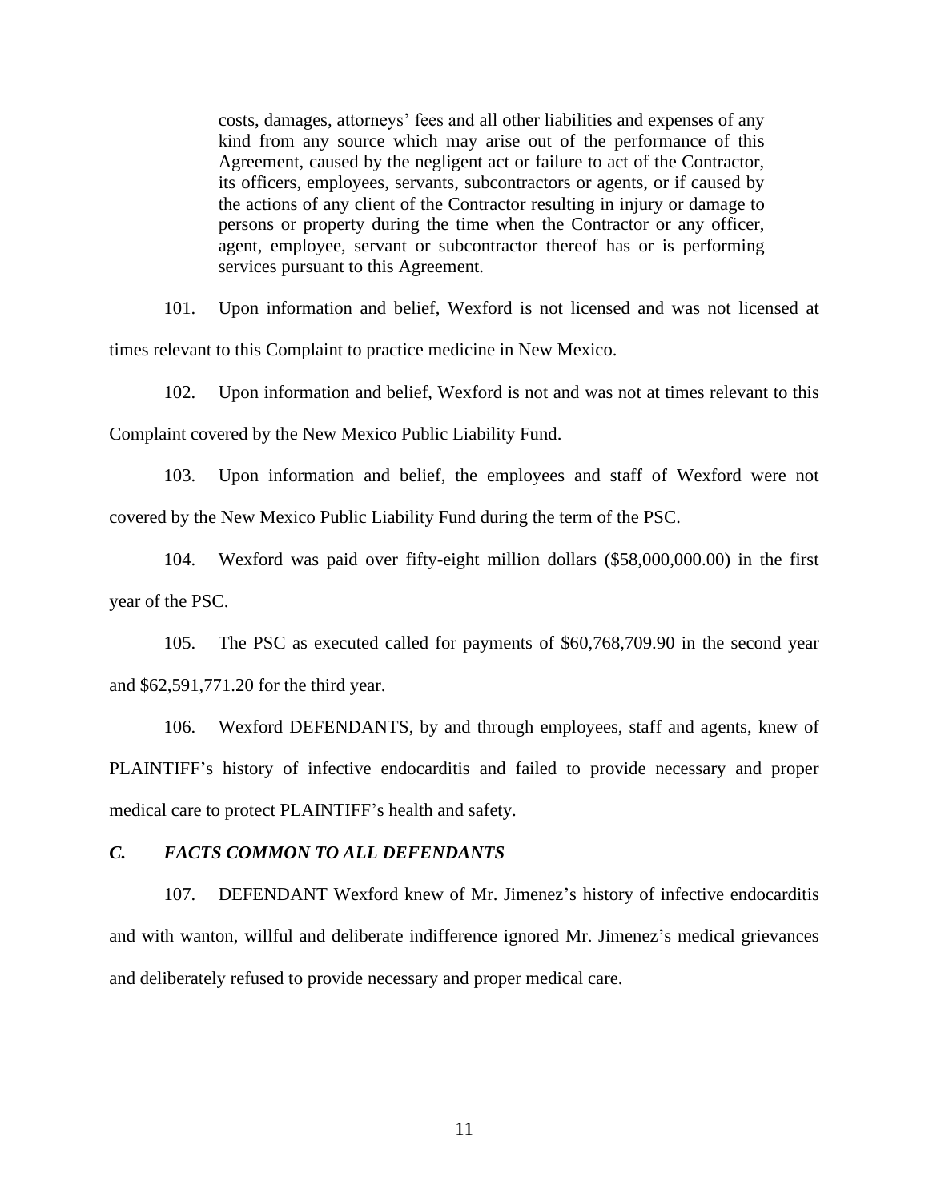> costs, damages, attorneys' fees and all other liabilities and expenses of any kind from any source which may arise out of the performance of this Agreement, caused by the negligent act or failure to act of the Contractor, its officers, employees, servants, subcontractors or agents, or if caused by the actions of any client of the Contractor resulting in injury or damage to persons or property during the time when the Contractor or any officer, agent, employee, servant or subcontractor thereof has or is performing services pursuant to this Agreement.

101. Upon information and belief, Wexford is not licensed and was not licensed at times relevant to this Complaint to practice medicine in New Mexico.

102. Upon information and belief, Wexford is not and was not at times relevant to this Complaint covered by the New Mexico Public Liability Fund.

103. Upon information and belief, the employees and staff of Wexford were not covered by the New Mexico Public Liability Fund during the term of the PSC.

104. Wexford was paid over fifty-eight million dollars ($58,000,000.00) in the first year of the PSC.

105. The PSC as executed called for payments of $60,768,709.90 in the second year and $62,591,771.20 for the third year.

106. Wexford DEFENDANTS, by and through employees, staff and agents, knew of PLAINTIFF's history of infective endocarditis and failed to provide necessary and proper medical care to protect PLAINTIFF's health and safety.

### *C. FACTS COMMON TO ALL DEFENDANTS*

107. DEFENDANT Wexford knew of Mr. Jimenez's history of infective endocarditis and with wanton, willful and deliberate indifference ignored Mr. Jimenez's medical grievances and deliberately refused to provide necessary and proper medical care.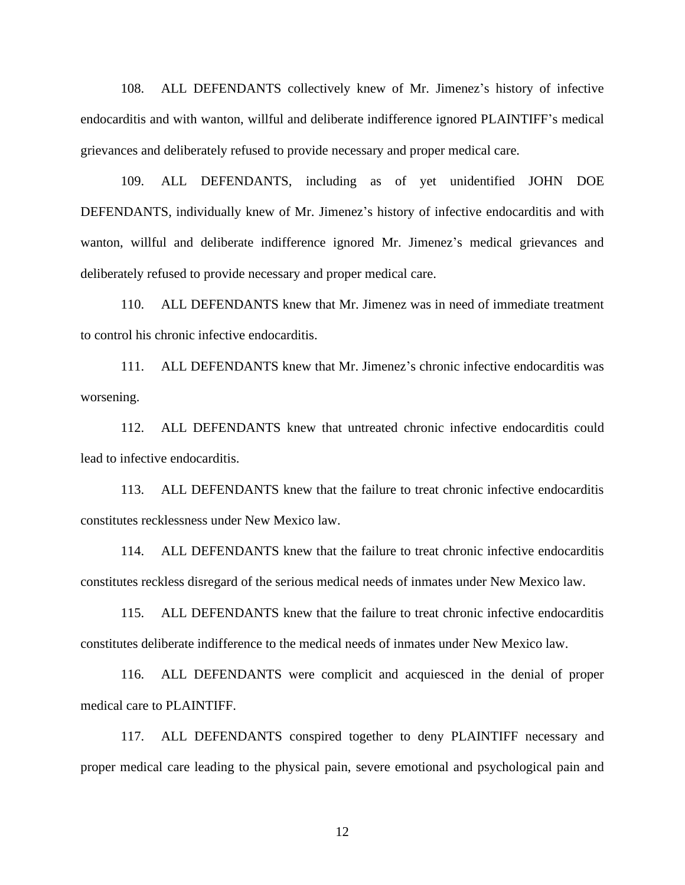108. ALL DEFENDANTS collectively knew of Mr. Jimenez's history of infective endocarditis and with wanton, willful and deliberate indifference ignored PLAINTIFF's medical grievances and deliberately refused to provide necessary and proper medical care.

109. ALL DEFENDANTS, including as of yet unidentified JOHN DOE DEFENDANTS, individually knew of Mr. Jimenez's history of infective endocarditis and with wanton, willful and deliberate indifference ignored Mr. Jimenez's medical grievances and deliberately refused to provide necessary and proper medical care.

110. ALL DEFENDANTS knew that Mr. Jimenez was in need of immediate treatment to control his chronic infective endocarditis.

111. ALL DEFENDANTS knew that Mr. Jimenez's chronic infective endocarditis was worsening.

112. ALL DEFENDANTS knew that untreated chronic infective endocarditis could lead to infective endocarditis.

113. ALL DEFENDANTS knew that the failure to treat chronic infective endocarditis constitutes recklessness under New Mexico law.

114. ALL DEFENDANTS knew that the failure to treat chronic infective endocarditis constitutes reckless disregard of the serious medical needs of inmates under New Mexico law.

115. ALL DEFENDANTS knew that the failure to treat chronic infective endocarditis constitutes deliberate indifference to the medical needs of inmates under New Mexico law.

116. ALL DEFENDANTS were complicit and acquiesced in the denial of proper medical care to PLAINTIFF.

117. ALL DEFENDANTS conspired together to deny PLAINTIFF necessary and proper medical care leading to the physical pain, severe emotional and psychological pain and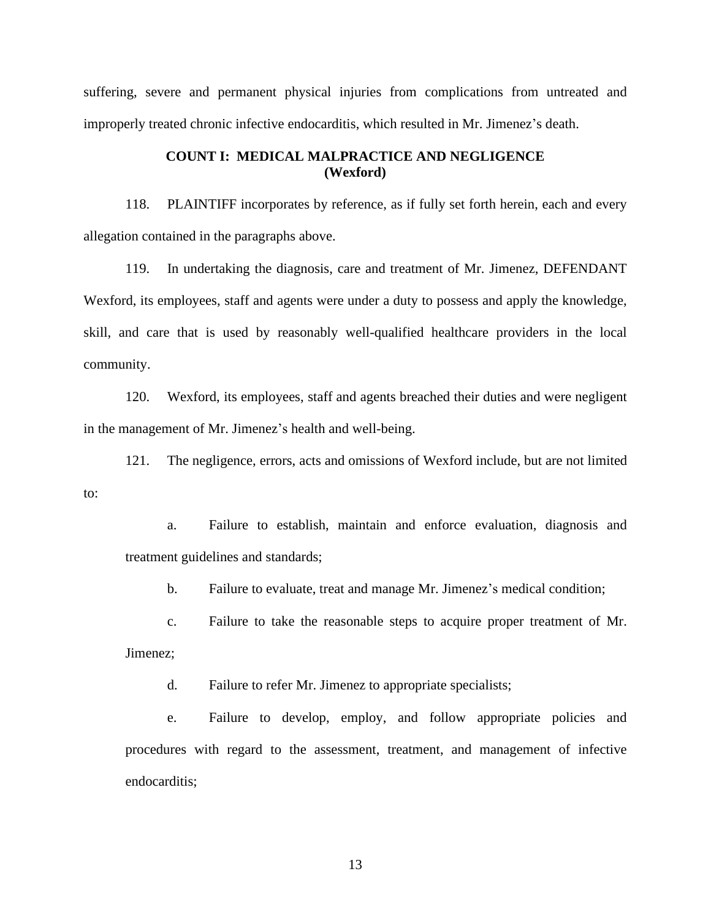suffering, severe and permanent physical injuries from complications from untreated and improperly treated chronic infective endocarditis, which resulted in Mr. Jimenez's death.

**COUNT I: MEDICAL MALPRACTICE AND NEGLIGENCE**
**(Wexford)**

118. PLAINTIFF incorporates by reference, as if fully set forth herein, each and every allegation contained in the paragraphs above.

119. In undertaking the diagnosis, care and treatment of Mr. Jimenez, DEFENDANT Wexford, its employees, staff and agents were under a duty to possess and apply the knowledge, skill, and care that is used by reasonably well-qualified healthcare providers in the local community.

120. Wexford, its employees, staff and agents breached their duties and were negligent in the management of Mr. Jimenez's health and well-being.

121. The negligence, errors, acts and omissions of Wexford include, but are not limited to:

a. Failure to establish, maintain and enforce evaluation, diagnosis and treatment guidelines and standards;

b. Failure to evaluate, treat and manage Mr. Jimenez's medical condition;

c. Failure to take the reasonable steps to acquire proper treatment of Mr. Jimenez;

d. Failure to refer Mr. Jimenez to appropriate specialists;

e. Failure to develop, employ, and follow appropriate policies and procedures with regard to the assessment, treatment, and management of infective endocarditis;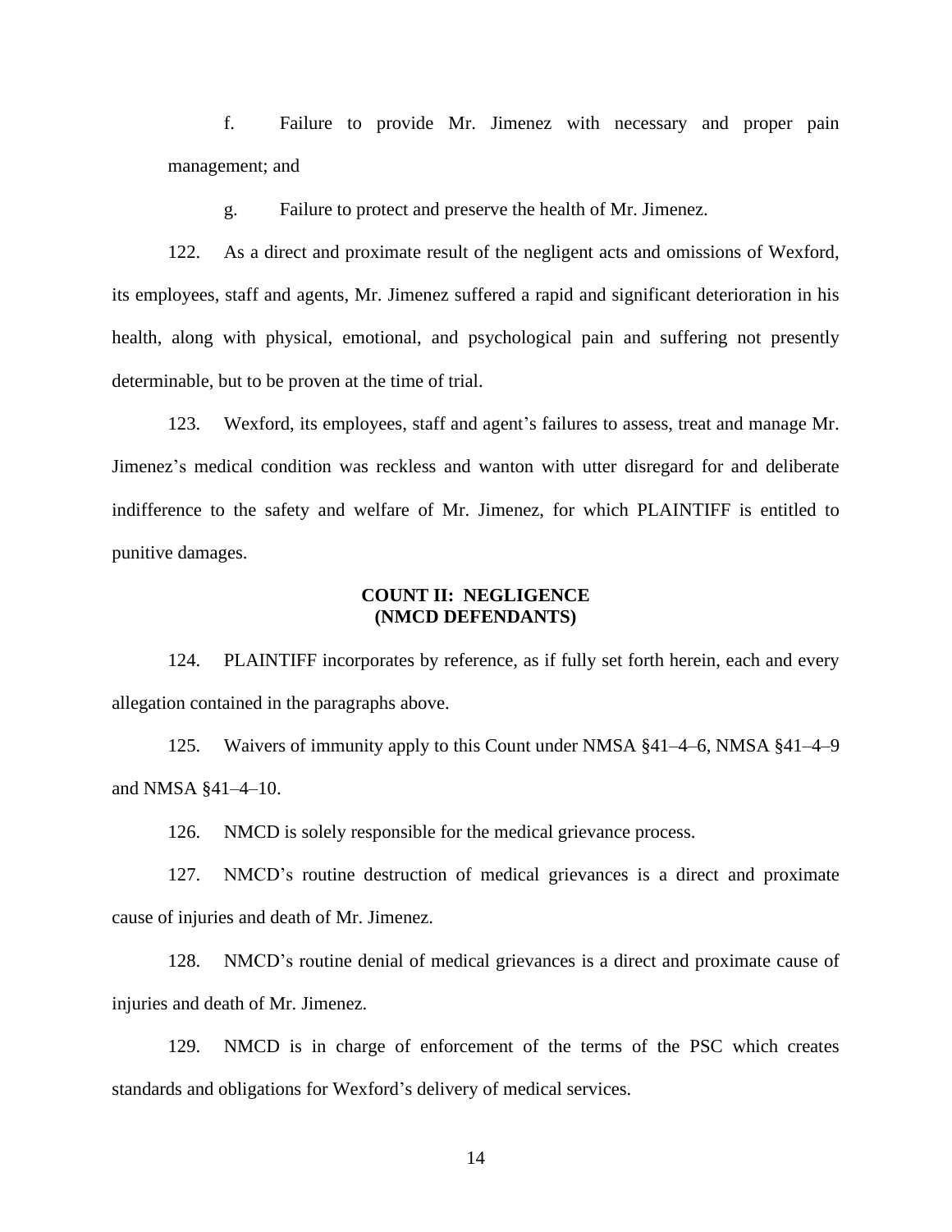f. Failure to provide Mr. Jimenez with necessary and proper pain management; and

g. Failure to protect and preserve the health of Mr. Jimenez.

122. As a direct and proximate result of the negligent acts and omissions of Wexford, its employees, staff and agents, Mr. Jimenez suffered a rapid and significant deterioration in his health, along with physical, emotional, and psychological pain and suffering not presently determinable, but to be proven at the time of trial.

123. Wexford, its employees, staff and agent's failures to assess, treat and manage Mr. Jimenez's medical condition was reckless and wanton with utter disregard for and deliberate indifference to the safety and welfare of Mr. Jimenez, for which PLAINTIFF is entitled to punitive damages.

**COUNT II: NEGLIGENCE**
**(NMCD DEFENDANTS)**

124. PLAINTIFF incorporates by reference, as if fully set forth herein, each and every allegation contained in the paragraphs above.

125. Waivers of immunity apply to this Count under NMSA §41–4–6, NMSA §41–4–9 and NMSA §41–4–10.

126. NMCD is solely responsible for the medical grievance process.

127. NMCD's routine destruction of medical grievances is a direct and proximate cause of injuries and death of Mr. Jimenez.

128. NMCD's routine denial of medical grievances is a direct and proximate cause of injuries and death of Mr. Jimenez.

129. NMCD is in charge of enforcement of the terms of the PSC which creates standards and obligations for Wexford's delivery of medical services.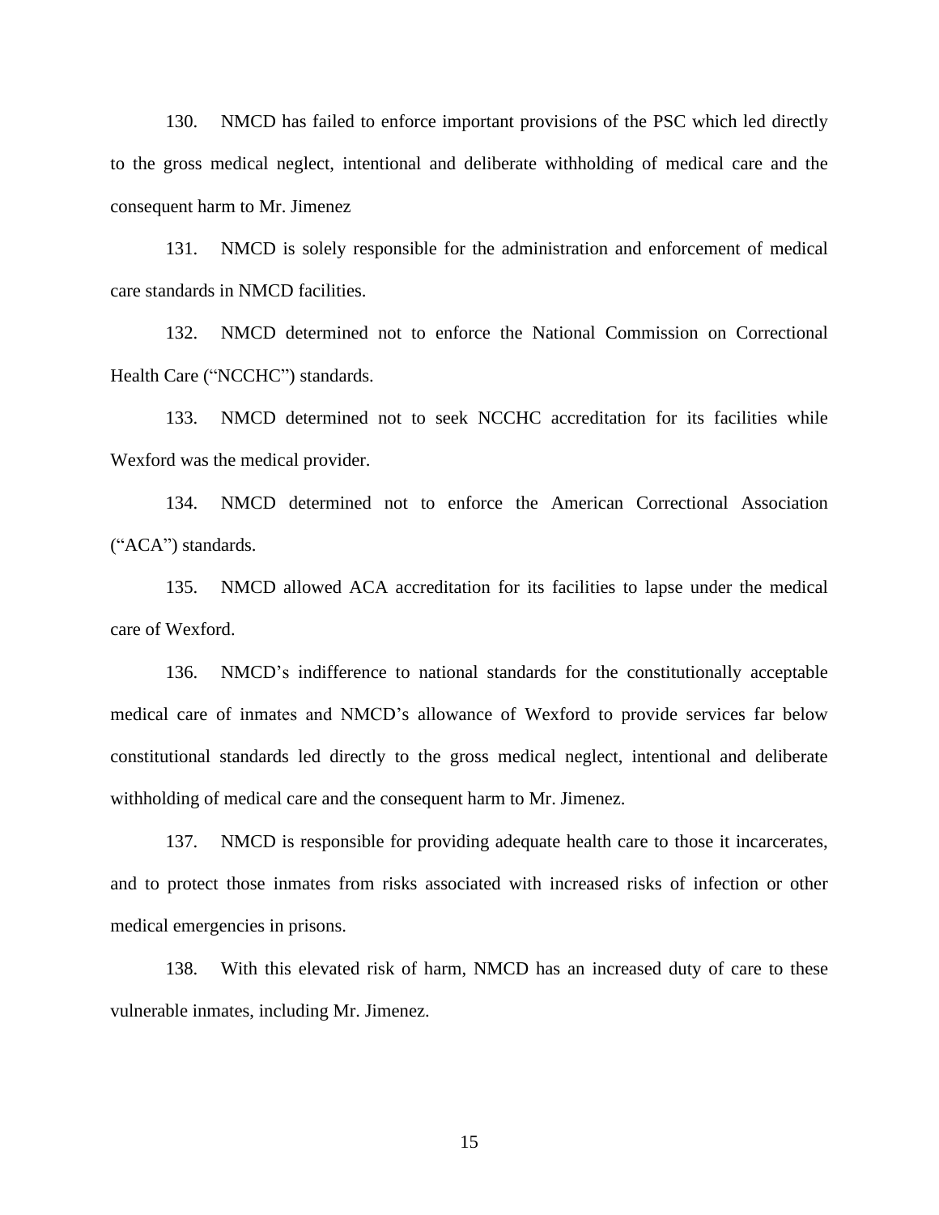130. NMCD has failed to enforce important provisions of the PSC which led directly to the gross medical neglect, intentional and deliberate withholding of medical care and the consequent harm to Mr. Jimenez

131. NMCD is solely responsible for the administration and enforcement of medical care standards in NMCD facilities.

132. NMCD determined not to enforce the National Commission on Correctional Health Care ("NCCHC") standards.

133. NMCD determined not to seek NCCHC accreditation for its facilities while Wexford was the medical provider.

134. NMCD determined not to enforce the American Correctional Association ("ACA") standards.

135. NMCD allowed ACA accreditation for its facilities to lapse under the medical care of Wexford.

136. NMCD's indifference to national standards for the constitutionally acceptable medical care of inmates and NMCD's allowance of Wexford to provide services far below constitutional standards led directly to the gross medical neglect, intentional and deliberate withholding of medical care and the consequent harm to Mr. Jimenez.

137. NMCD is responsible for providing adequate health care to those it incarcerates, and to protect those inmates from risks associated with increased risks of infection or other medical emergencies in prisons.

138. With this elevated risk of harm, NMCD has an increased duty of care to these vulnerable inmates, including Mr. Jimenez.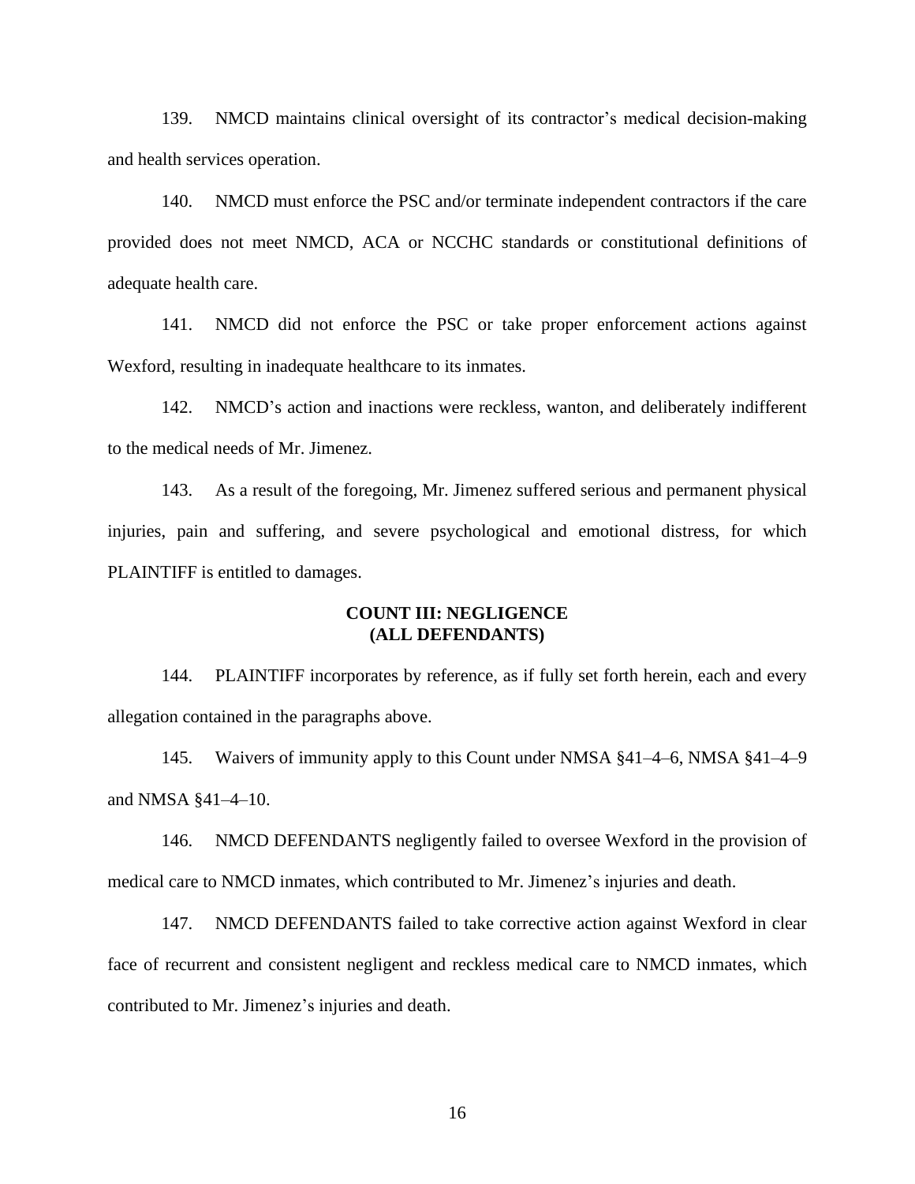139. NMCD maintains clinical oversight of its contractor's medical decision-making and health services operation.

140. NMCD must enforce the PSC and/or terminate independent contractors if the care provided does not meet NMCD, ACA or NCCHC standards or constitutional definitions of adequate health care.

141. NMCD did not enforce the PSC or take proper enforcement actions against Wexford, resulting in inadequate healthcare to its inmates.

142. NMCD's action and inactions were reckless, wanton, and deliberately indifferent to the medical needs of Mr. Jimenez.

143. As a result of the foregoing, Mr. Jimenez suffered serious and permanent physical injuries, pain and suffering, and severe psychological and emotional distress, for which PLAINTIFF is entitled to damages.

**COUNT III: NEGLIGENCE**
**(ALL DEFENDANTS)**

144. PLAINTIFF incorporates by reference, as if fully set forth herein, each and every allegation contained in the paragraphs above.

145. Waivers of immunity apply to this Count under NMSA §41–4–6, NMSA §41–4–9 and NMSA §41–4–10.

146. NMCD DEFENDANTS negligently failed to oversee Wexford in the provision of medical care to NMCD inmates, which contributed to Mr. Jimenez's injuries and death.

147. NMCD DEFENDANTS failed to take corrective action against Wexford in clear face of recurrent and consistent negligent and reckless medical care to NMCD inmates, which contributed to Mr. Jimenez's injuries and death.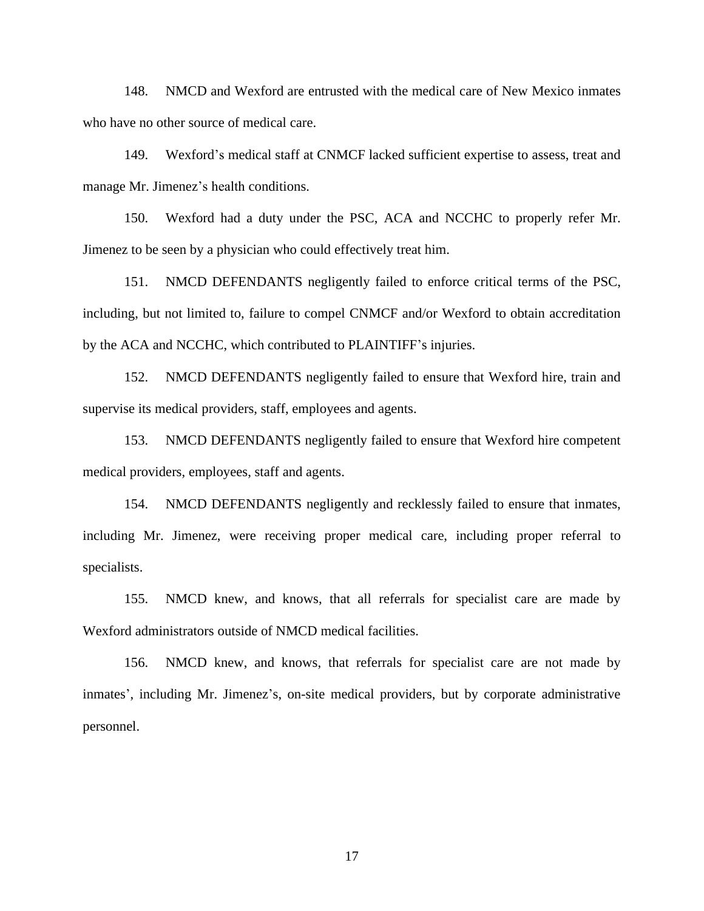148. NMCD and Wexford are entrusted with the medical care of New Mexico inmates who have no other source of medical care.

149. Wexford's medical staff at CNMCF lacked sufficient expertise to assess, treat and manage Mr. Jimenez's health conditions.

150. Wexford had a duty under the PSC, ACA and NCCHC to properly refer Mr. Jimenez to be seen by a physician who could effectively treat him.

151. NMCD DEFENDANTS negligently failed to enforce critical terms of the PSC, including, but not limited to, failure to compel CNMCF and/or Wexford to obtain accreditation by the ACA and NCCHC, which contributed to PLAINTIFF's injuries.

152. NMCD DEFENDANTS negligently failed to ensure that Wexford hire, train and supervise its medical providers, staff, employees and agents.

153. NMCD DEFENDANTS negligently failed to ensure that Wexford hire competent medical providers, employees, staff and agents.

154. NMCD DEFENDANTS negligently and recklessly failed to ensure that inmates, including Mr. Jimenez, were receiving proper medical care, including proper referral to specialists.

155. NMCD knew, and knows, that all referrals for specialist care are made by Wexford administrators outside of NMCD medical facilities.

156. NMCD knew, and knows, that referrals for specialist care are not made by inmates', including Mr. Jimenez's, on-site medical providers, but by corporate administrative personnel.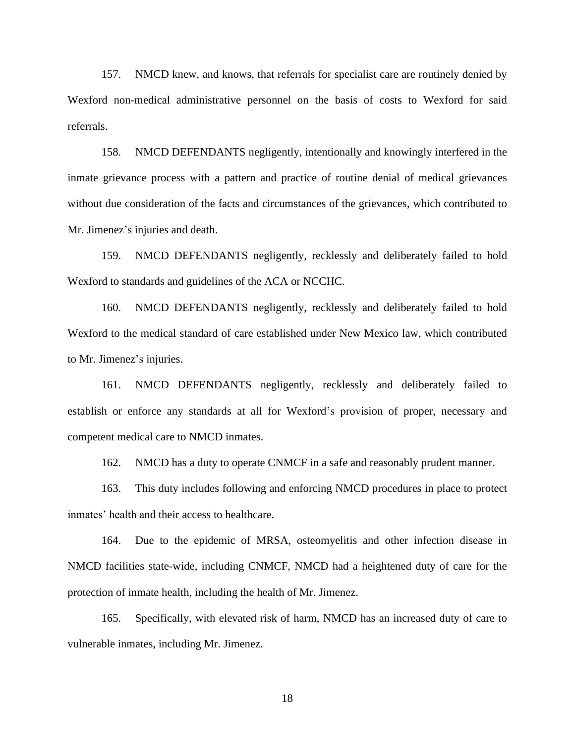157. NMCD knew, and knows, that referrals for specialist care are routinely denied by Wexford non-medical administrative personnel on the basis of costs to Wexford for said referrals.

158. NMCD DEFENDANTS negligently, intentionally and knowingly interfered in the inmate grievance process with a pattern and practice of routine denial of medical grievances without due consideration of the facts and circumstances of the grievances, which contributed to Mr. Jimenez's injuries and death.

159. NMCD DEFENDANTS negligently, recklessly and deliberately failed to hold Wexford to standards and guidelines of the ACA or NCCHC.

160. NMCD DEFENDANTS negligently, recklessly and deliberately failed to hold Wexford to the medical standard of care established under New Mexico law, which contributed to Mr. Jimenez's injuries.

161. NMCD DEFENDANTS negligently, recklessly and deliberately failed to establish or enforce any standards at all for Wexford's provision of proper, necessary and competent medical care to NMCD inmates.

162. NMCD has a duty to operate CNMCF in a safe and reasonably prudent manner.

163. This duty includes following and enforcing NMCD procedures in place to protect inmates' health and their access to healthcare.

164. Due to the epidemic of MRSA, osteomyelitis and other infection disease in NMCD facilities state-wide, including CNMCF, NMCD had a heightened duty of care for the protection of inmate health, including the health of Mr. Jimenez.

165. Specifically, with elevated risk of harm, NMCD has an increased duty of care to vulnerable inmates, including Mr. Jimenez.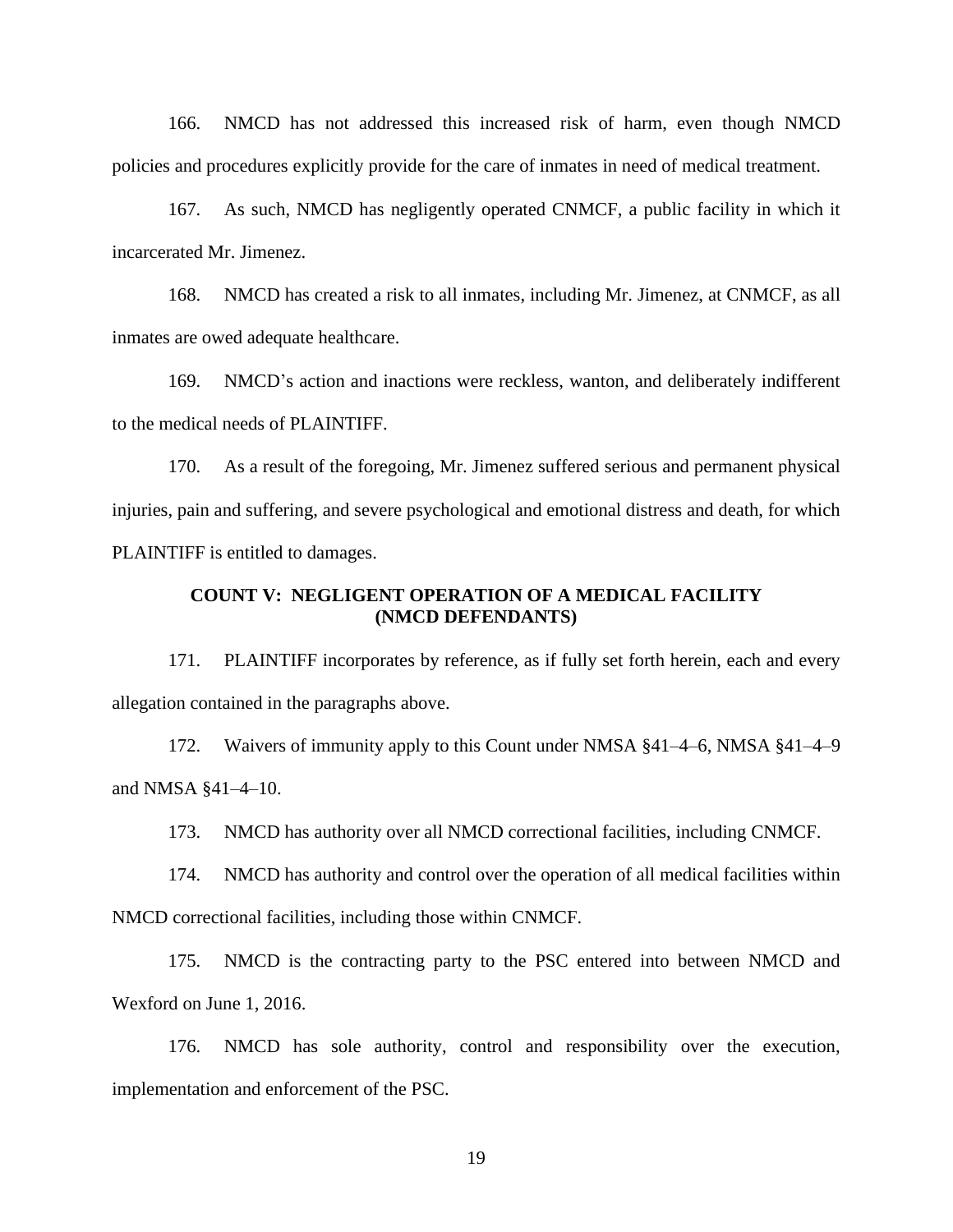166. NMCD has not addressed this increased risk of harm, even though NMCD policies and procedures explicitly provide for the care of inmates in need of medical treatment.

167. As such, NMCD has negligently operated CNMCF, a public facility in which it incarcerated Mr. Jimenez.

168. NMCD has created a risk to all inmates, including Mr. Jimenez, at CNMCF, as all inmates are owed adequate healthcare.

169. NMCD's action and inactions were reckless, wanton, and deliberately indifferent to the medical needs of PLAINTIFF.

170. As a result of the foregoing, Mr. Jimenez suffered serious and permanent physical injuries, pain and suffering, and severe psychological and emotional distress and death, for which PLAINTIFF is entitled to damages.

## COUNT V: NEGLIGENT OPERATION OF A MEDICAL FACILITY (NMCD DEFENDANTS)

171. PLAINTIFF incorporates by reference, as if fully set forth herein, each and every allegation contained in the paragraphs above.

172. Waivers of immunity apply to this Count under NMSA §41–4–6, NMSA §41–4–9 and NMSA §41–4–10.

173. NMCD has authority over all NMCD correctional facilities, including CNMCF.

174. NMCD has authority and control over the operation of all medical facilities within NMCD correctional facilities, including those within CNMCF.

175. NMCD is the contracting party to the PSC entered into between NMCD and Wexford on June 1, 2016.

176. NMCD has sole authority, control and responsibility over the execution, implementation and enforcement of the PSC.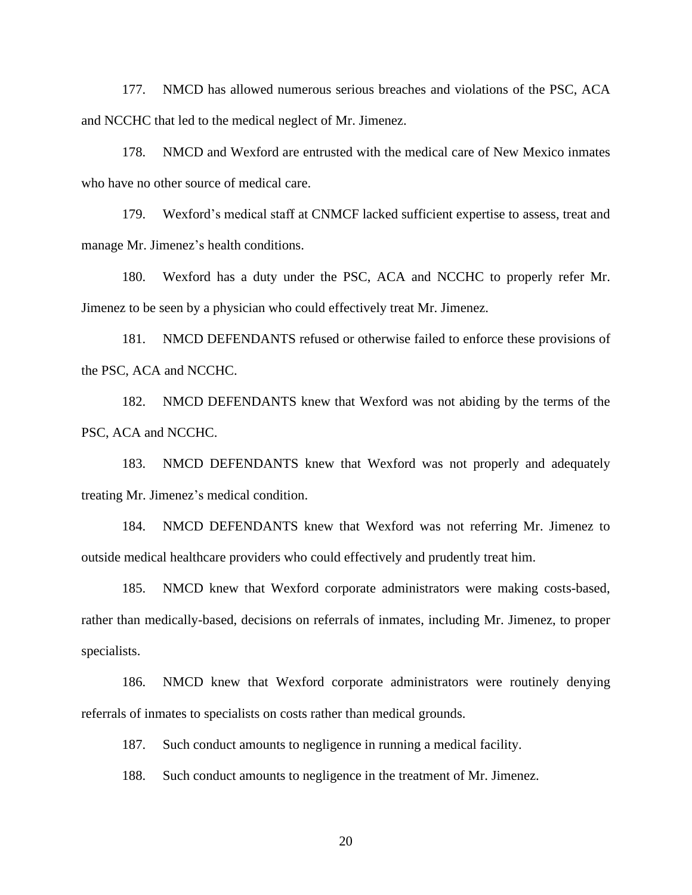177. NMCD has allowed numerous serious breaches and violations of the PSC, ACA and NCCHC that led to the medical neglect of Mr. Jimenez.

178. NMCD and Wexford are entrusted with the medical care of New Mexico inmates who have no other source of medical care.

179. Wexford's medical staff at CNMCF lacked sufficient expertise to assess, treat and manage Mr. Jimenez's health conditions.

180. Wexford has a duty under the PSC, ACA and NCCHC to properly refer Mr. Jimenez to be seen by a physician who could effectively treat Mr. Jimenez.

181. NMCD DEFENDANTS refused or otherwise failed to enforce these provisions of the PSC, ACA and NCCHC.

182. NMCD DEFENDANTS knew that Wexford was not abiding by the terms of the PSC, ACA and NCCHC.

183. NMCD DEFENDANTS knew that Wexford was not properly and adequately treating Mr. Jimenez's medical condition.

184. NMCD DEFENDANTS knew that Wexford was not referring Mr. Jimenez to outside medical healthcare providers who could effectively and prudently treat him.

185. NMCD knew that Wexford corporate administrators were making costs-based, rather than medically-based, decisions on referrals of inmates, including Mr. Jimenez, to proper specialists.

186. NMCD knew that Wexford corporate administrators were routinely denying referrals of inmates to specialists on costs rather than medical grounds.

187. Such conduct amounts to negligence in running a medical facility.

188. Such conduct amounts to negligence in the treatment of Mr. Jimenez.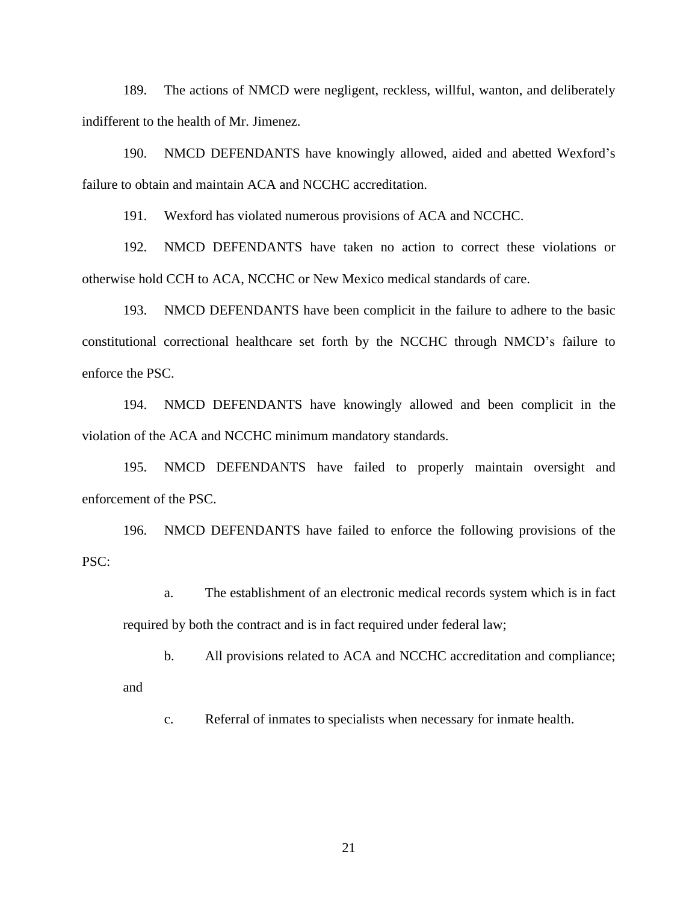189. The actions of NMCD were negligent, reckless, willful, wanton, and deliberately indifferent to the health of Mr. Jimenez.

190. NMCD DEFENDANTS have knowingly allowed, aided and abetted Wexford's failure to obtain and maintain ACA and NCCHC accreditation.

191. Wexford has violated numerous provisions of ACA and NCCHC.

192. NMCD DEFENDANTS have taken no action to correct these violations or otherwise hold CCH to ACA, NCCHC or New Mexico medical standards of care.

193. NMCD DEFENDANTS have been complicit in the failure to adhere to the basic constitutional correctional healthcare set forth by the NCCHC through NMCD's failure to enforce the PSC.

194. NMCD DEFENDANTS have knowingly allowed and been complicit in the violation of the ACA and NCCHC minimum mandatory standards.

195. NMCD DEFENDANTS have failed to properly maintain oversight and enforcement of the PSC.

196. NMCD DEFENDANTS have failed to enforce the following provisions of the PSC:

a. The establishment of an electronic medical records system which is in fact required by both the contract and is in fact required under federal law;

b. All provisions related to ACA and NCCHC accreditation and compliance; and

c. Referral of inmates to specialists when necessary for inmate health.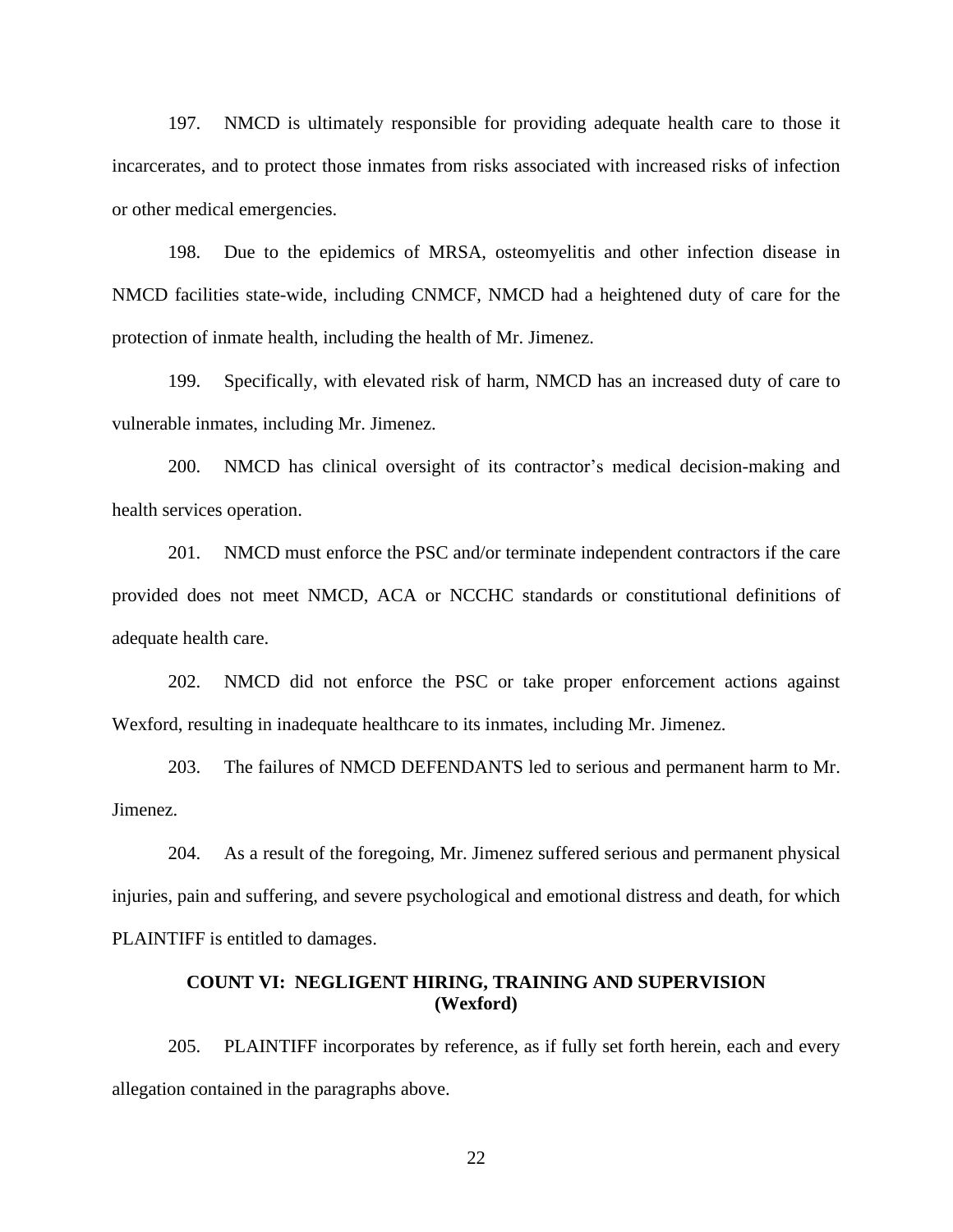197. NMCD is ultimately responsible for providing adequate health care to those it incarcerates, and to protect those inmates from risks associated with increased risks of infection or other medical emergencies.

198. Due to the epidemics of MRSA, osteomyelitis and other infection disease in NMCD facilities state-wide, including CNMCF, NMCD had a heightened duty of care for the protection of inmate health, including the health of Mr. Jimenez.

199. Specifically, with elevated risk of harm, NMCD has an increased duty of care to vulnerable inmates, including Mr. Jimenez.

200. NMCD has clinical oversight of its contractor's medical decision-making and health services operation.

201. NMCD must enforce the PSC and/or terminate independent contractors if the care provided does not meet NMCD, ACA or NCCHC standards or constitutional definitions of adequate health care.

202. NMCD did not enforce the PSC or take proper enforcement actions against Wexford, resulting in inadequate healthcare to its inmates, including Mr. Jimenez.

203. The failures of NMCD DEFENDANTS led to serious and permanent harm to Mr. Jimenez.

204. As a result of the foregoing, Mr. Jimenez suffered serious and permanent physical injuries, pain and suffering, and severe psychological and emotional distress and death, for which PLAINTIFF is entitled to damages.

### COUNT VI: NEGLIGENT HIRING, TRAINING AND SUPERVISION (Wexford)

205. PLAINTIFF incorporates by reference, as if fully set forth herein, each and every allegation contained in the paragraphs above.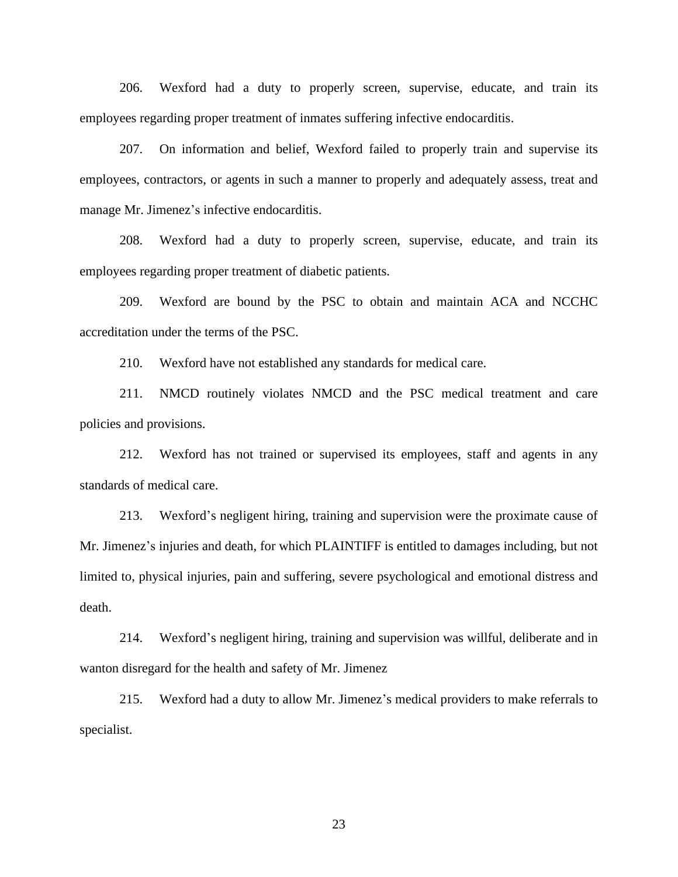206. Wexford had a duty to properly screen, supervise, educate, and train its employees regarding proper treatment of inmates suffering infective endocarditis.

207. On information and belief, Wexford failed to properly train and supervise its employees, contractors, or agents in such a manner to properly and adequately assess, treat and manage Mr. Jimenez's infective endocarditis.

208. Wexford had a duty to properly screen, supervise, educate, and train its employees regarding proper treatment of diabetic patients.

209. Wexford are bound by the PSC to obtain and maintain ACA and NCCHC accreditation under the terms of the PSC.

210. Wexford have not established any standards for medical care.

211. NMCD routinely violates NMCD and the PSC medical treatment and care policies and provisions.

212. Wexford has not trained or supervised its employees, staff and agents in any standards of medical care.

213. Wexford's negligent hiring, training and supervision were the proximate cause of Mr. Jimenez's injuries and death, for which PLAINTIFF is entitled to damages including, but not limited to, physical injuries, pain and suffering, severe psychological and emotional distress and death.

214. Wexford's negligent hiring, training and supervision was willful, deliberate and in wanton disregard for the health and safety of Mr. Jimenez

215. Wexford had a duty to allow Mr. Jimenez's medical providers to make referrals to specialist.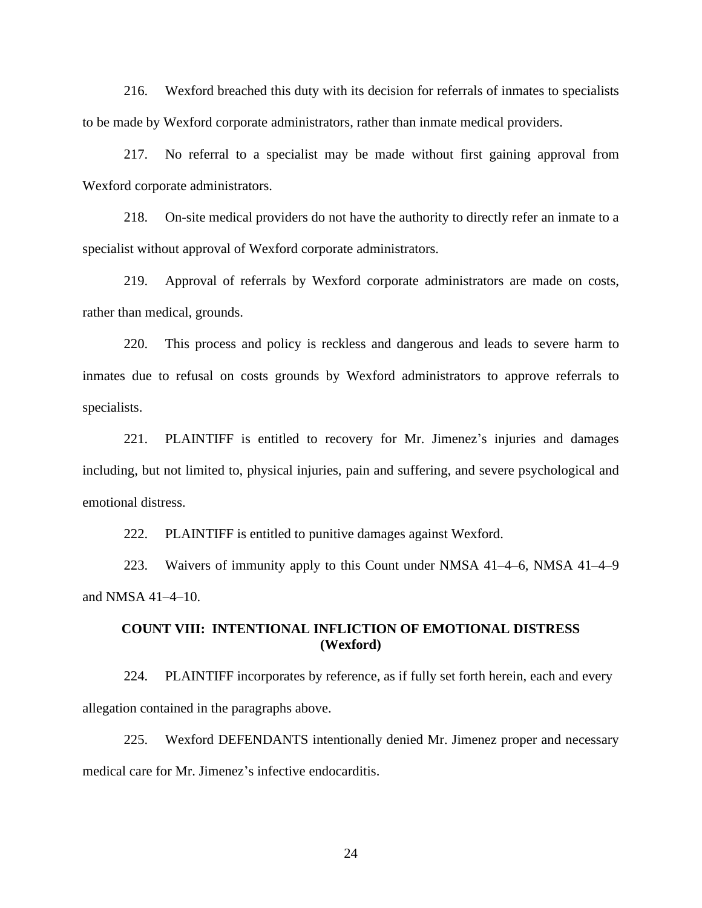216. Wexford breached this duty with its decision for referrals of inmates to specialists to be made by Wexford corporate administrators, rather than inmate medical providers.

217. No referral to a specialist may be made without first gaining approval from Wexford corporate administrators.

218. On-site medical providers do not have the authority to directly refer an inmate to a specialist without approval of Wexford corporate administrators.

219. Approval of referrals by Wexford corporate administrators are made on costs, rather than medical, grounds.

220. This process and policy is reckless and dangerous and leads to severe harm to inmates due to refusal on costs grounds by Wexford administrators to approve referrals to specialists.

221. PLAINTIFF is entitled to recovery for Mr. Jimenez's injuries and damages including, but not limited to, physical injuries, pain and suffering, and severe psychological and emotional distress.

222. PLAINTIFF is entitled to punitive damages against Wexford.

223. Waivers of immunity apply to this Count under NMSA 41–4–6, NMSA 41–4–9 and NMSA 41–4–10.

## COUNT VIII: INTENTIONAL INFLICTION OF EMOTIONAL DISTRESS (Wexford)

224. PLAINTIFF incorporates by reference, as if fully set forth herein, each and every allegation contained in the paragraphs above.

225. Wexford DEFENDANTS intentionally denied Mr. Jimenez proper and necessary medical care for Mr. Jimenez's infective endocarditis.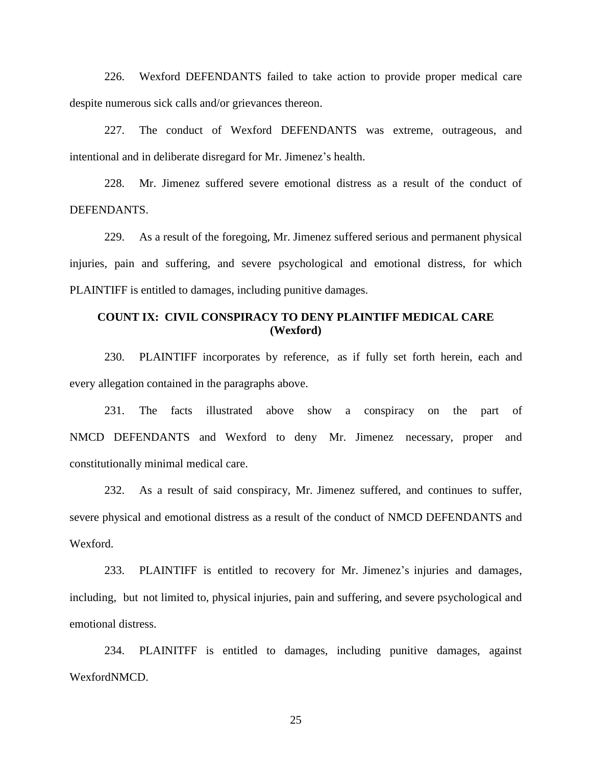226. Wexford DEFENDANTS failed to take action to provide proper medical care despite numerous sick calls and/or grievances thereon.

227. The conduct of Wexford DEFENDANTS was extreme, outrageous, and intentional and in deliberate disregard for Mr. Jimenez's health.

228. Mr. Jimenez suffered severe emotional distress as a result of the conduct of DEFENDANTS.

229. As a result of the foregoing, Mr. Jimenez suffered serious and permanent physical injuries, pain and suffering, and severe psychological and emotional distress, for which PLAINTIFF is entitled to damages, including punitive damages.

## COUNT IX: CIVIL CONSPIRACY TO DENY PLAINTIFF MEDICAL CARE (Wexford)

230. PLAINTIFF incorporates by reference, as if fully set forth herein, each and every allegation contained in the paragraphs above.

231. The facts illustrated above show a conspiracy on the part of NMCD DEFENDANTS and Wexford to deny Mr. Jimenez necessary, proper and constitutionally minimal medical care.

232. As a result of said conspiracy, Mr. Jimenez suffered, and continues to suffer, severe physical and emotional distress as a result of the conduct of NMCD DEFENDANTS and Wexford.

233. PLAINTIFF is entitled to recovery for Mr. Jimenez's injuries and damages, including, but not limited to, physical injuries, pain and suffering, and severe psychological and emotional distress.

234. PLAINITFF is entitled to damages, including punitive damages, against WexfordNMCD.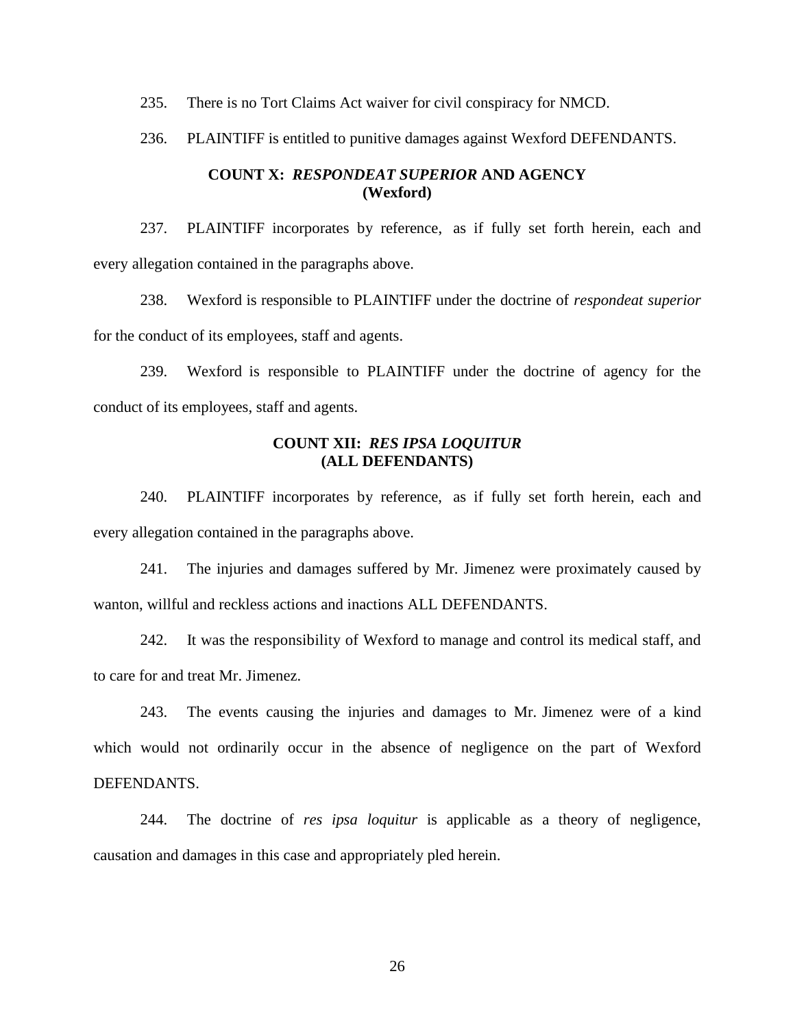235. There is no Tort Claims Act waiver for civil conspiracy for NMCD.

236. PLAINTIFF is entitled to punitive damages against Wexford DEFENDANTS.

### COUNT X: *RESPONDEAT SUPERIOR* AND AGENCY (Wexford)

237. PLAINTIFF incorporates by reference, as if fully set forth herein, each and every allegation contained in the paragraphs above.

238. Wexford is responsible to PLAINTIFF under the doctrine of *respondeat superior* for the conduct of its employees, staff and agents.

239. Wexford is responsible to PLAINTIFF under the doctrine of agency for the conduct of its employees, staff and agents.

### COUNT XII: *RES IPSA LOQUITUR* (ALL DEFENDANTS)

240. PLAINTIFF incorporates by reference, as if fully set forth herein, each and every allegation contained in the paragraphs above.

241. The injuries and damages suffered by Mr. Jimenez were proximately caused by wanton, willful and reckless actions and inactions ALL DEFENDANTS.

242. It was the responsibility of Wexford to manage and control its medical staff, and to care for and treat Mr. Jimenez.

243. The events causing the injuries and damages to Mr. Jimenez were of a kind which would not ordinarily occur in the absence of negligence on the part of Wexford DEFENDANTS.

244. The doctrine of *res ipsa loquitur* is applicable as a theory of negligence, causation and damages in this case and appropriately pled herein.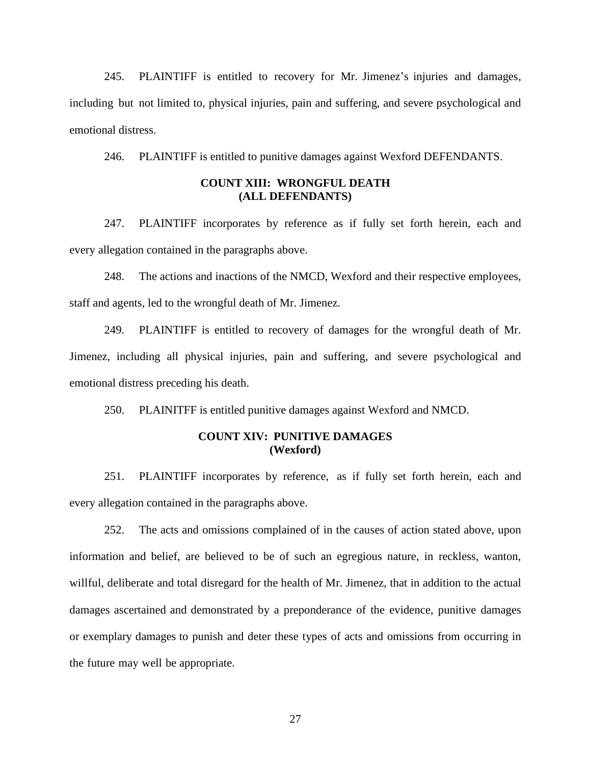245. PLAINTIFF is entitled to recovery for Mr. Jimenez's injuries and damages, including but not limited to, physical injuries, pain and suffering, and severe psychological and emotional distress.

246. PLAINTIFF is entitled to punitive damages against Wexford DEFENDANTS.

**COUNT XIII: WRONGFUL DEATH**
**(ALL DEFENDANTS)**

247. PLAINTIFF incorporates by reference as if fully set forth herein, each and every allegation contained in the paragraphs above.

248. The actions and inactions of the NMCD, Wexford and their respective employees, staff and agents, led to the wrongful death of Mr. Jimenez.

249. PLAINTIFF is entitled to recovery of damages for the wrongful death of Mr. Jimenez, including all physical injuries, pain and suffering, and severe psychological and emotional distress preceding his death.

250. PLAINITFF is entitled punitive damages against Wexford and NMCD.

**COUNT XIV: PUNITIVE DAMAGES**
**(Wexford)**

251. PLAINTIFF incorporates by reference, as if fully set forth herein, each and every allegation contained in the paragraphs above.

252. The acts and omissions complained of in the causes of action stated above, upon information and belief, are believed to be of such an egregious nature, in reckless, wanton, willful, deliberate and total disregard for the health of Mr. Jimenez, that in addition to the actual damages ascertained and demonstrated by a preponderance of the evidence, punitive damages or exemplary damages to punish and deter these types of acts and omissions from occurring in the future may well be appropriate.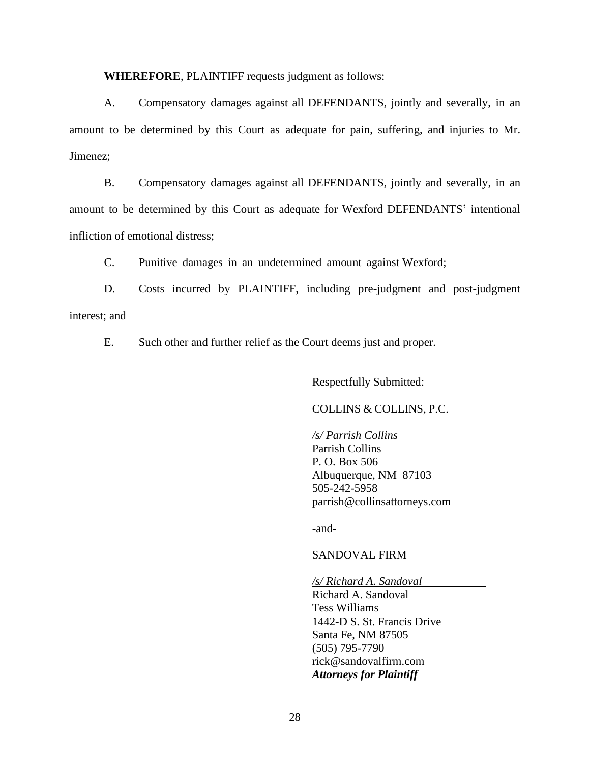**WHEREFORE**, PLAINTIFF requests judgment as follows:

A. Compensatory damages against all DEFENDANTS, jointly and severally, in an amount to be determined by this Court as adequate for pain, suffering, and injuries to Mr. Jimenez;

B. Compensatory damages against all DEFENDANTS, jointly and severally, in an amount to be determined by this Court as adequate for Wexford DEFENDANTS' intentional infliction of emotional distress;

C. Punitive damages in an undetermined amount against Wexford;

D. Costs incurred by PLAINTIFF, including pre-judgment and post-judgment interest; and

E. Such other and further relief as the Court deems just and proper.

Respectfully Submitted:

COLLINS & COLLINS, P.C.

*/s/ Parrish Collins*
Parrish Collins
P. O. Box 506
Albuquerque, NM 87103
505-242-5958
parrish@collinsattorneys.com

-and-

SANDOVAL FIRM

*/s/ Richard A. Sandoval*
Richard A. Sandoval
Tess Williams
1442-D S. St. Francis Drive
Santa Fe, NM 87505
(505) 795-7790
rick@sandovalfirm.com
***Attorneys for Plaintiff***